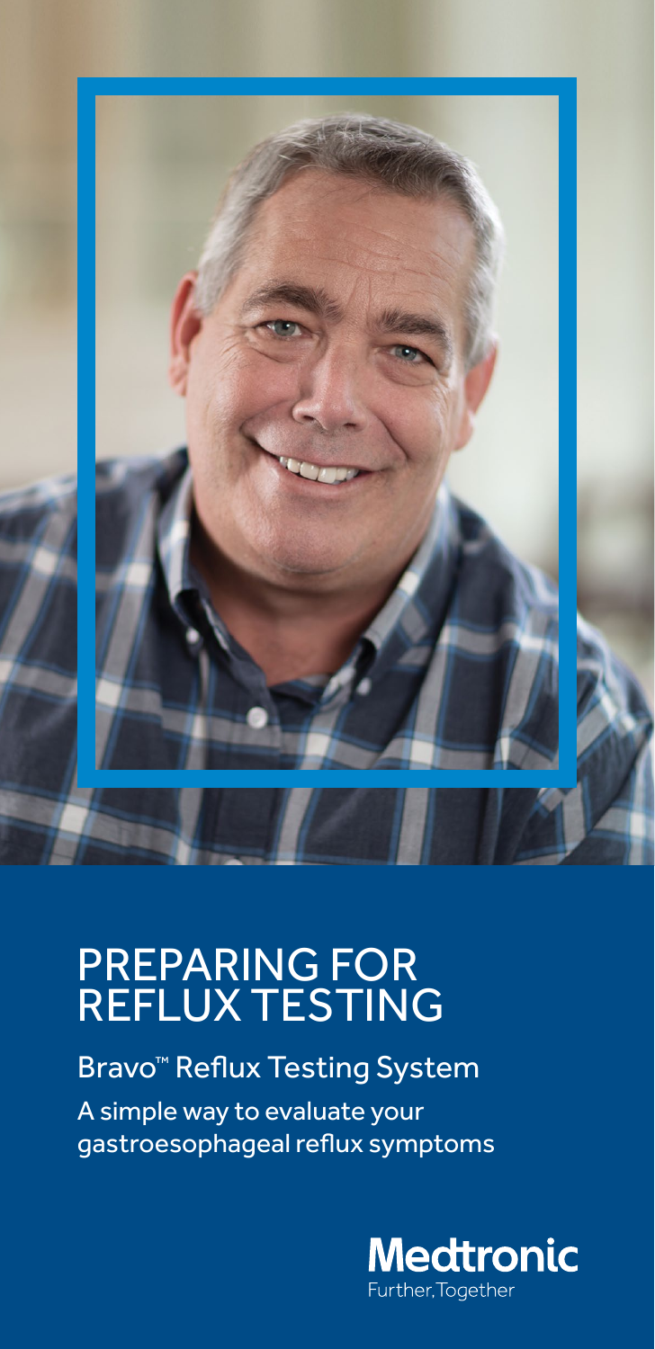# PREPARING FOR REFLUX TESTING

## Bravo™ Reflux Testing System

A simple way to evaluate your gastroesophageal reflux symptoms

**Medtronic**
Further, Together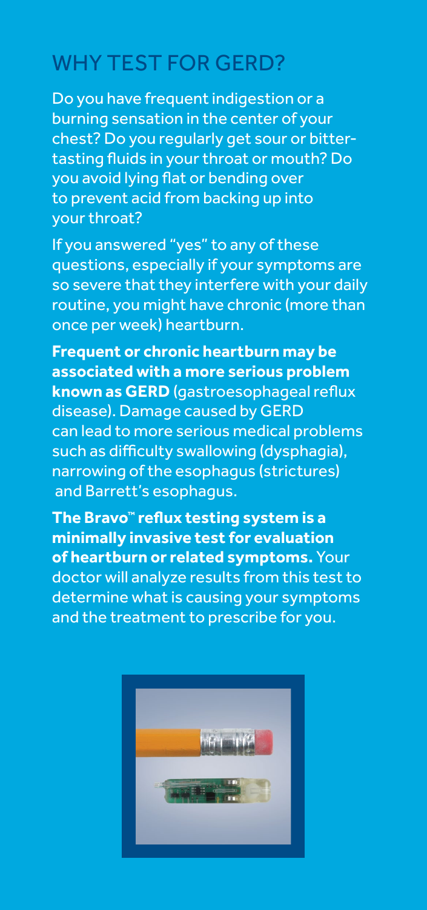## WHY TEST FOR GERD?

Do you have frequent indigestion or a burning sensation in the center of your chest? Do you regularly get sour or bitter-tasting fluids in your throat or mouth? Do you avoid lying flat or bending over to prevent acid from backing up into your throat?

If you answered "yes" to any of these questions, especially if your symptoms are so severe that they interfere with your daily routine, you might have chronic (more than once per week) heartburn.

**Frequent or chronic heartburn may be associated with a more serious problem known as GERD** (gastroesophageal reflux disease). Damage caused by GERD can lead to more serious medical problems such as difficulty swallowing (dysphagia), narrowing of the esophagus (strictures) and Barrett's esophagus.

**The Bravo™ reflux testing system is a minimally invasive test for evaluation of heartburn or related symptoms.** Your doctor will analyze results from this test to determine what is causing your symptoms and the treatment to prescribe for you.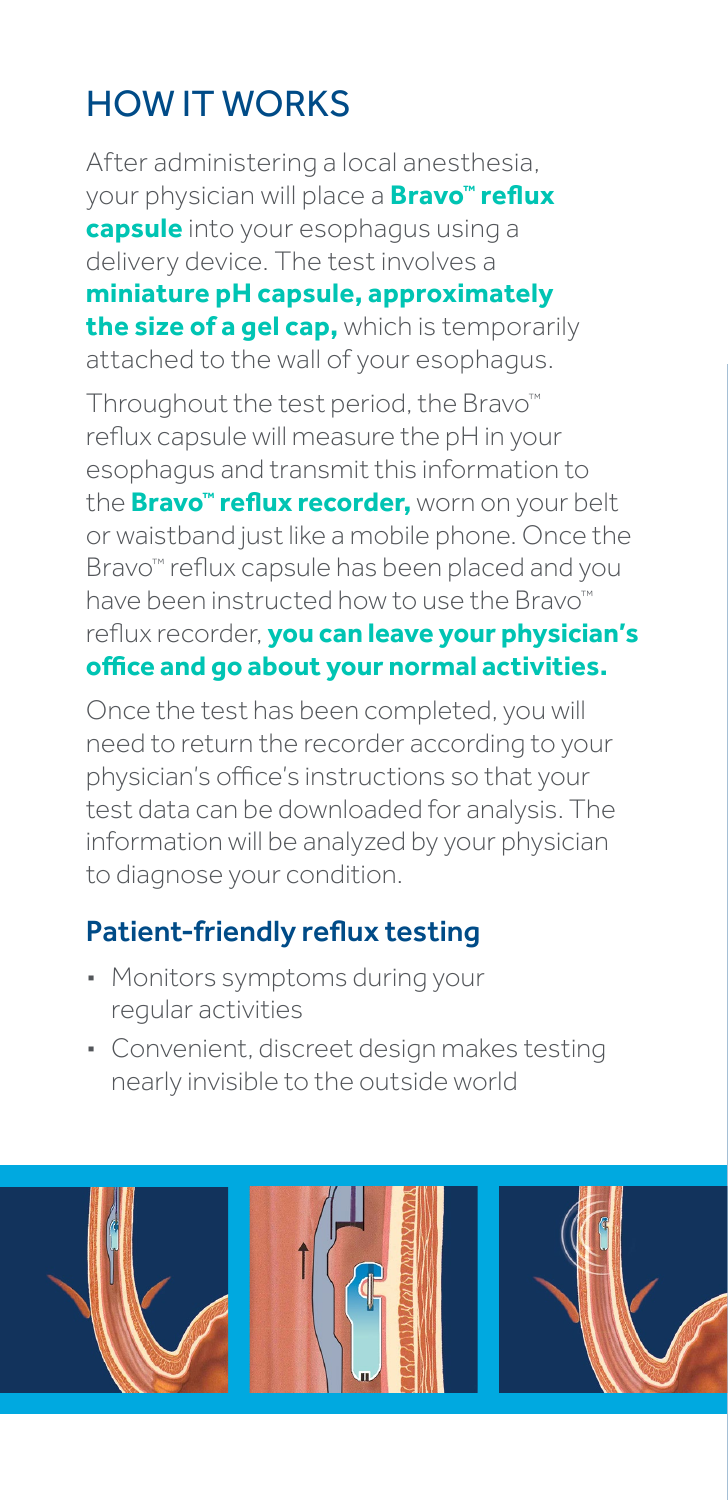# HOW IT WORKS

After administering a local anesthesia, your physician will place a **Bravo™ reflux capsule** into your esophagus using a delivery device. The test involves a **miniature pH capsule, approximately the size of a gel cap,** which is temporarily attached to the wall of your esophagus.

Throughout the test period, the Bravo™ reflux capsule will measure the pH in your esophagus and transmit this information to the **Bravo™ reflux recorder,** worn on your belt or waistband just like a mobile phone. Once the Bravo™ reflux capsule has been placed and you have been instructed how to use the Bravo™ reflux recorder, **you can leave your physician's office and go about your normal activities.**

Once the test has been completed, you will need to return the recorder according to your physician's office's instructions so that your test data can be downloaded for analysis. The information will be analyzed by your physician to diagnose your condition.

## Patient-friendly reflux testing

- Monitors symptoms during your regular activities
- Convenient, discreet design makes testing nearly invisible to the outside world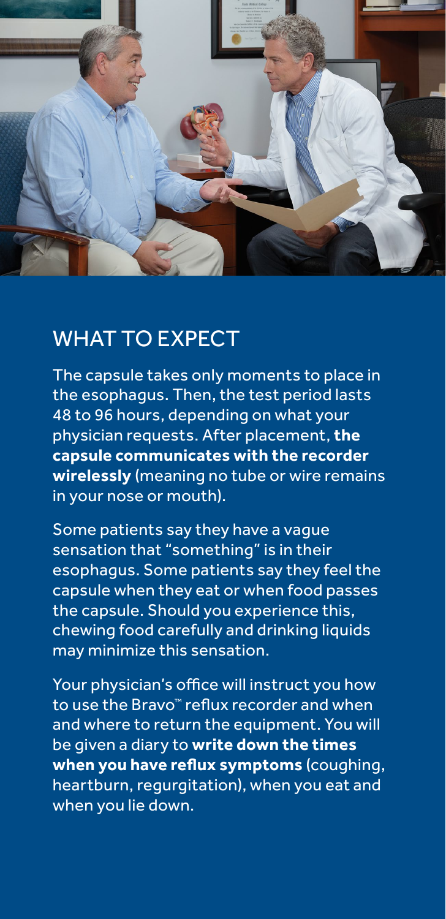## WHAT TO EXPECT

The capsule takes only moments to place in the esophagus. Then, the test period lasts 48 to 96 hours, depending on what your physician requests. After placement, **the capsule communicates with the recorder wirelessly** (meaning no tube or wire remains in your nose or mouth).

Some patients say they have a vague sensation that "something" is in their esophagus. Some patients say they feel the capsule when they eat or when food passes the capsule. Should you experience this, chewing food carefully and drinking liquids may minimize this sensation.

Your physician's office will instruct you how to use the Bravo™ reflux recorder and when and where to return the equipment. You will be given a diary to **write down the times when you have reflux symptoms** (coughing, heartburn, regurgitation), when you eat and when you lie down.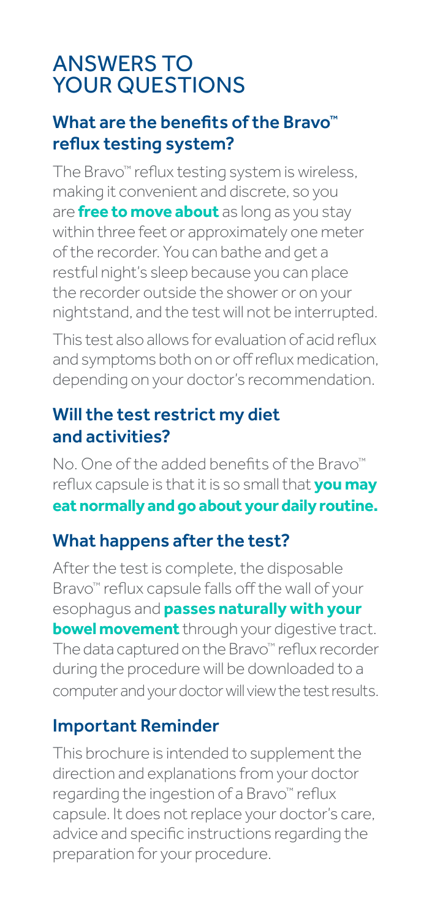# ANSWERS TO YOUR QUESTIONS

## What are the benefits of the Bravo™ reflux testing system?

The Bravo™ reflux testing system is wireless, making it convenient and discrete, so you are **free to move about** as long as you stay within three feet or approximately one meter of the recorder. You can bathe and get a restful night's sleep because you can place the recorder outside the shower or on your nightstand, and the test will not be interrupted.

This test also allows for evaluation of acid reflux and symptoms both on or off reflux medication, depending on your doctor's recommendation.

## Will the test restrict my diet and activities?

No. One of the added benefits of the Bravo™ reflux capsule is that it is so small that **you may eat normally and go about your daily routine.**

## What happens after the test?

After the test is complete, the disposable Bravo™ reflux capsule falls off the wall of your esophagus and **passes naturally with your bowel movement** through your digestive tract. The data captured on the Bravo™ reflux recorder during the procedure will be downloaded to a computer and your doctor will view the test results.

## Important Reminder

This brochure is intended to supplement the direction and explanations from your doctor regarding the ingestion of a Bravo™ reflux capsule. It does not replace your doctor's care, advice and specific instructions regarding the preparation for your procedure.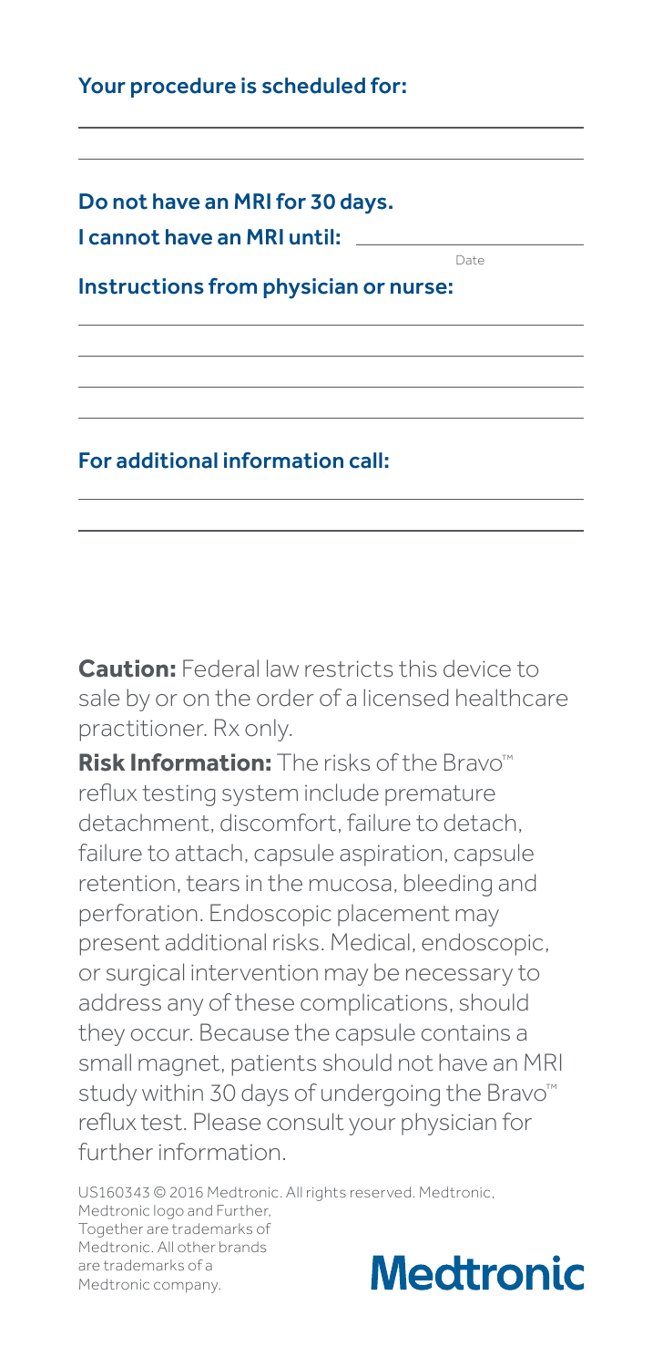**Your procedure is scheduled for:**

\_\_\_\_\_\_\_\_\_\_\_\_\_\_\_\_\_\_\_\_\_\_\_\_\_\_\_\_\_\_\_\_\_\_\_\_\_\_\_\_

\_\_\_\_\_\_\_\_\_\_\_\_\_\_\_\_\_\_\_\_\_\_\_\_\_\_\_\_\_\_\_\_\_\_\_\_\_\_\_\_

**Do not have an MRI for 30 days.**

**I cannot have an MRI until:** \_\_\_\_\_\_\_\_\_\_\_\_\_\_\_\_\_\_\_\_
Date

**Instructions from physician or nurse:**

\_\_\_\_\_\_\_\_\_\_\_\_\_\_\_\_\_\_\_\_\_\_\_\_\_\_\_\_\_\_\_\_\_\_\_\_\_\_\_\_

\_\_\_\_\_\_\_\_\_\_\_\_\_\_\_\_\_\_\_\_\_\_\_\_\_\_\_\_\_\_\_\_\_\_\_\_\_\_\_\_

\_\_\_\_\_\_\_\_\_\_\_\_\_\_\_\_\_\_\_\_\_\_\_\_\_\_\_\_\_\_\_\_\_\_\_\_\_\_\_\_

\_\_\_\_\_\_\_\_\_\_\_\_\_\_\_\_\_\_\_\_\_\_\_\_\_\_\_\_\_\_\_\_\_\_\_\_\_\_\_\_

**For additional information call:**

\_\_\_\_\_\_\_\_\_\_\_\_\_\_\_\_\_\_\_\_\_\_\_\_\_\_\_\_\_\_\_\_\_\_\_\_\_\_\_\_

\_\_\_\_\_\_\_\_\_\_\_\_\_\_\_\_\_\_\_\_\_\_\_\_\_\_\_\_\_\_\_\_\_\_\_\_\_\_\_\_

**Caution:** Federal law restricts this device to sale by or on the order of a licensed healthcare practitioner. Rx only.

**Risk Information:** The risks of the Bravo™ reflux testing system include premature detachment, discomfort, failure to detach, failure to attach, capsule aspiration, capsule retention, tears in the mucosa, bleeding and perforation. Endoscopic placement may present additional risks. Medical, endoscopic, or surgical intervention may be necessary to address any of these complications, should they occur. Because the capsule contains a small magnet, patients should not have an MRI study within 30 days of undergoing the Bravo™ reflux test. Please consult your physician for further information.

US160343 © 2016 Medtronic. All rights reserved. Medtronic, Medtronic logo and Further, Together are trademarks of Medtronic. All other brands are trademarks of a Medtronic company.

Medtronic